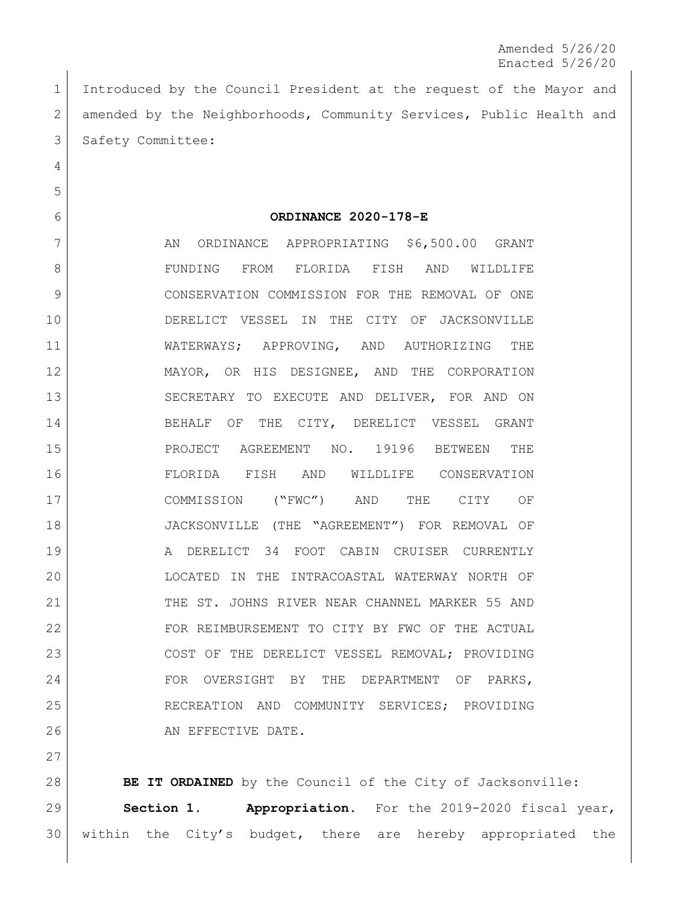Amended 5/26/20
Enacted 5/26/20

Introduced by the Council President at the request of the Mayor and amended by the Neighborhoods, Community Services, Public Health and Safety Committee:

**ORDINANCE 2020-178-E**

AN ORDINANCE APPROPRIATING $6,500.00 GRANT FUNDING FROM FLORIDA FISH AND WILDLIFE CONSERVATION COMMISSION FOR THE REMOVAL OF ONE DERELICT VESSEL IN THE CITY OF JACKSONVILLE WATERWAYS; APPROVING, AND AUTHORIZING THE MAYOR, OR HIS DESIGNEE, AND THE CORPORATION SECRETARY TO EXECUTE AND DELIVER, FOR AND ON BEHALF OF THE CITY, DERELICT VESSEL GRANT PROJECT AGREEMENT NO. 19196 BETWEEN THE FLORIDA FISH AND WILDLIFE CONSERVATION COMMISSION ("FWC") AND THE CITY OF JACKSONVILLE (THE "AGREEMENT") FOR REMOVAL OF A DERELICT 34 FOOT CABIN CRUISER CURRENTLY LOCATED IN THE INTRACOASTAL WATERWAY NORTH OF THE ST. JOHNS RIVER NEAR CHANNEL MARKER 55 AND FOR REIMBURSEMENT TO CITY BY FWC OF THE ACTUAL COST OF THE DERELICT VESSEL REMOVAL; PROVIDING FOR OVERSIGHT BY THE DEPARTMENT OF PARKS, RECREATION AND COMMUNITY SERVICES; PROVIDING AN EFFECTIVE DATE.

**BE IT ORDAINED** by the Council of the City of Jacksonville:

**Section 1. Appropriation.** For the 2019-2020 fiscal year, within the City's budget, there are hereby appropriated the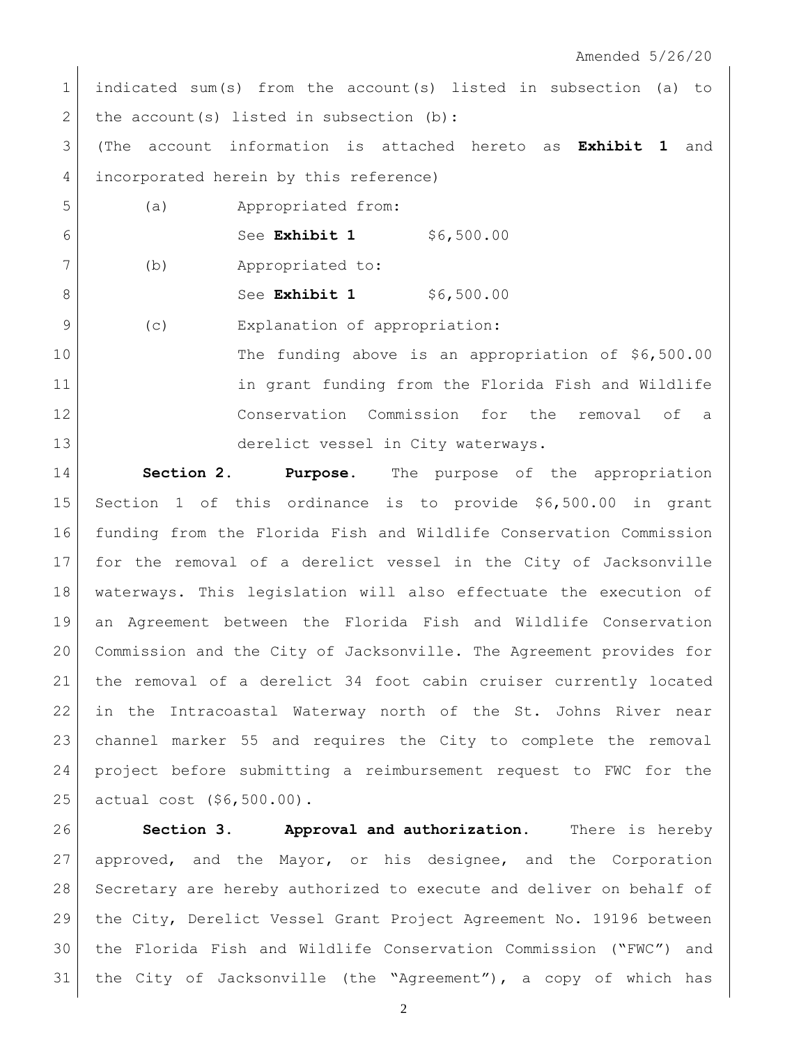indicated sum(s) from the account(s) listed in subsection (a) to the account(s) listed in subsection (b):

(The account information is attached hereto as **Exhibit 1** and incorporated herein by this reference)

(a) Appropriated from:

See **Exhibit 1** $6,500.00

(b) Appropriated to:

See **Exhibit 1** $6,500.00

(c) Explanation of appropriation:

The funding above is an appropriation of $6,500.00 in grant funding from the Florida Fish and Wildlife Conservation Commission for the removal of a derelict vessel in City waterways.

**Section 2. Purpose.** The purpose of the appropriation Section 1 of this ordinance is to provide $6,500.00 in grant funding from the Florida Fish and Wildlife Conservation Commission for the removal of a derelict vessel in the City of Jacksonville waterways. This legislation will also effectuate the execution of an Agreement between the Florida Fish and Wildlife Conservation Commission and the City of Jacksonville. The Agreement provides for the removal of a derelict 34 foot cabin cruiser currently located in the Intracoastal Waterway north of the St. Johns River near channel marker 55 and requires the City to complete the removal project before submitting a reimbursement request to FWC for the actual cost ($6,500.00).

**Section 3. Approval and authorization.** There is hereby approved, and the Mayor, or his designee, and the Corporation Secretary are hereby authorized to execute and deliver on behalf of the City, Derelict Vessel Grant Project Agreement No. 19196 between the Florida Fish and Wildlife Conservation Commission ("FWC") and the City of Jacksonville (the "Agreement"), a copy of which has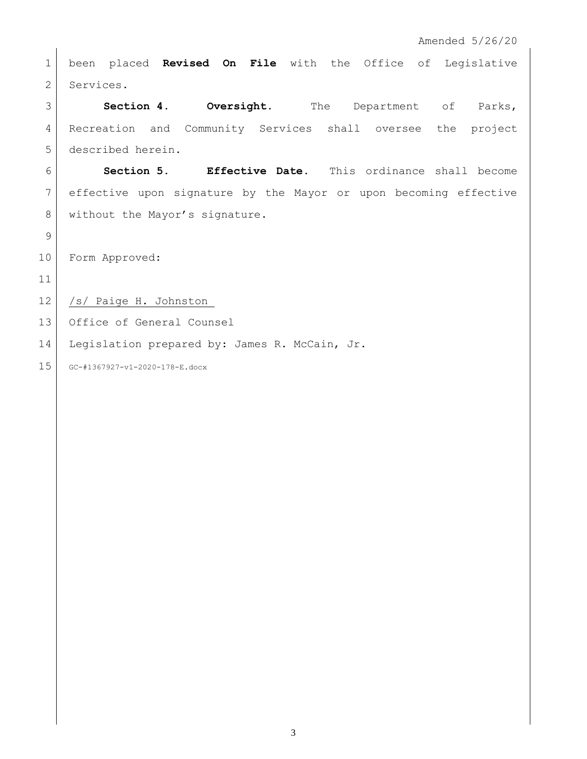been placed **Revised On File** with the Office of Legislative Services.

**Section 4. Oversight.** The Department of Parks, Recreation and Community Services shall oversee the project described herein.

**Section 5. Effective Date.** This ordinance shall become effective upon signature by the Mayor or upon becoming effective without the Mayor's signature.

Form Approved:

/s/ Paige H. Johnston

Office of General Counsel

Legislation prepared by: James R. McCain, Jr.

GC-#1367927-v1-2020-178-E.docx